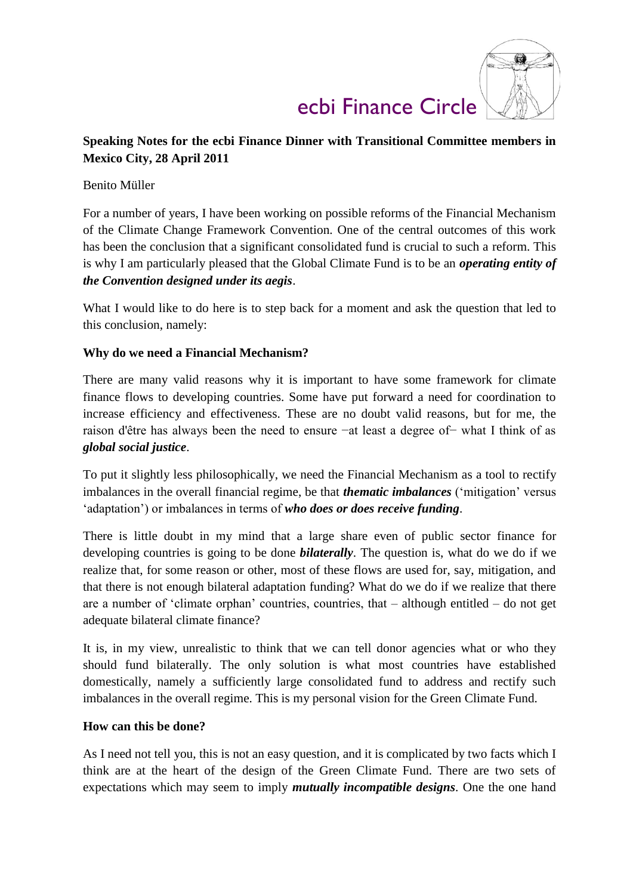ecbi Finance Circle

**Speaking Notes for the ecbi Finance Dinner with Transitional Committee members in Mexico City, 28 April 2011**

Benito Müller

For a number of years, I have been working on possible reforms of the Financial Mechanism of the Climate Change Framework Convention. One of the central outcomes of this work has been the conclusion that a significant consolidated fund is crucial to such a reform. This is why I am particularly pleased that the Global Climate Fund is to be an ***operating entity of the Convention designed under its aegis***.

What I would like to do here is to step back for a moment and ask the question that led to this conclusion, namely:

**Why do we need a Financial Mechanism?**

There are many valid reasons why it is important to have some framework for climate finance flows to developing countries. Some have put forward a need for coordination to increase efficiency and effectiveness. These are no doubt valid reasons, but for me, the raison d'être has always been the need to ensure −at least a degree of− what I think of as ***global social justice***.

To put it slightly less philosophically, we need the Financial Mechanism as a tool to rectify imbalances in the overall financial regime, be that ***thematic imbalances*** ('mitigation' versus 'adaptation') or imbalances in terms of ***who does or does receive funding***.

There is little doubt in my mind that a large share even of public sector finance for developing countries is going to be done ***bilaterally***. The question is, what do we do if we realize that, for some reason or other, most of these flows are used for, say, mitigation, and that there is not enough bilateral adaptation funding? What do we do if we realize that there are a number of 'climate orphan' countries, countries, that – although entitled – do not get adequate bilateral climate finance?

It is, in my view, unrealistic to think that we can tell donor agencies what or who they should fund bilaterally. The only solution is what most countries have established domestically, namely a sufficiently large consolidated fund to address and rectify such imbalances in the overall regime. This is my personal vision for the Green Climate Fund.

**How can this be done?**

As I need not tell you, this is not an easy question, and it is complicated by two facts which I think are at the heart of the design of the Green Climate Fund. There are two sets of expectations which may seem to imply ***mutually incompatible designs***. One the one hand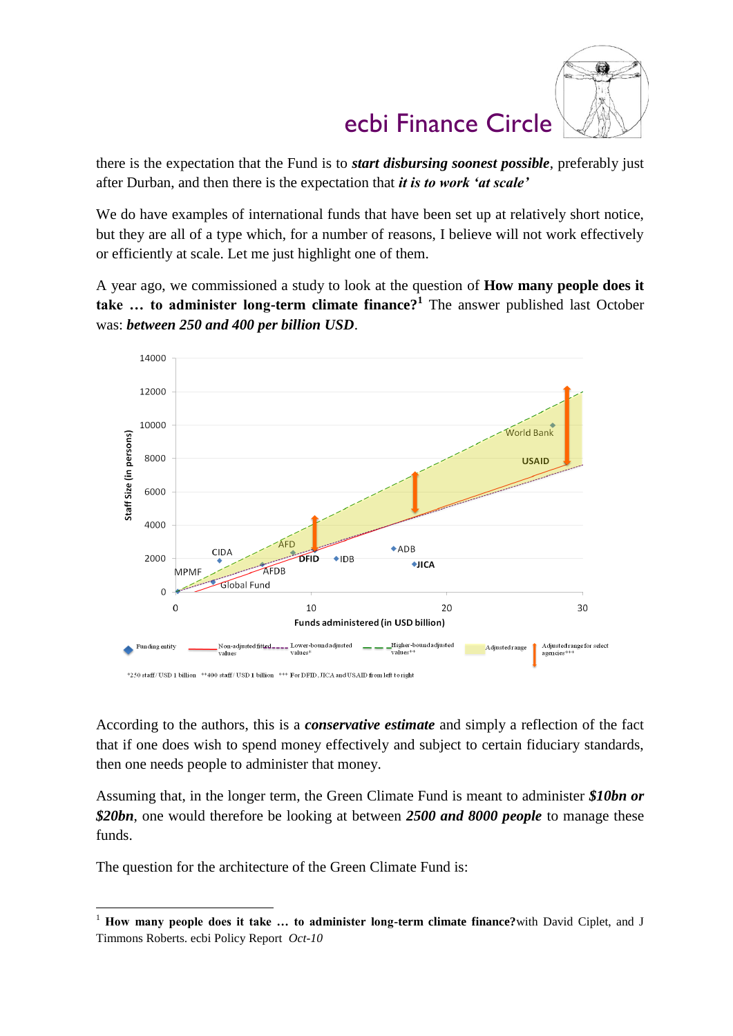there is the expectation that the Fund is to ***start disbursing soonest possible***, preferably just after Durban, and then there is the expectation that ***it is to work 'at scale'***

We do have examples of international funds that have been set up at relatively short notice, but they are all of a type which, for a number of reasons, I believe will not work effectively or efficiently at scale. Let me just highlight one of them.

A year ago, we commissioned a study to look at the question of **How many people does it take … to administer long-term climate finance?**[1] The answer published last October was: ***between 250 and 400 per billion USD***.

According to the authors, this is a ***conservative estimate*** and simply a reflection of the fact that if one does wish to spend money effectively and subject to certain fiduciary standards, then one needs people to administer that money.

Assuming that, in the longer term, the Green Climate Fund is meant to administer ***$10bn or $20bn***, one would therefore be looking at between ***2500 and 8000 people*** to manage these funds.

The question for the architecture of the Green Climate Fund is:

---

[1] **How many people does it take … to administer long-term climate finance?** with David Ciplet, and J Timmons Roberts. ecbi Policy Report *Oct-10*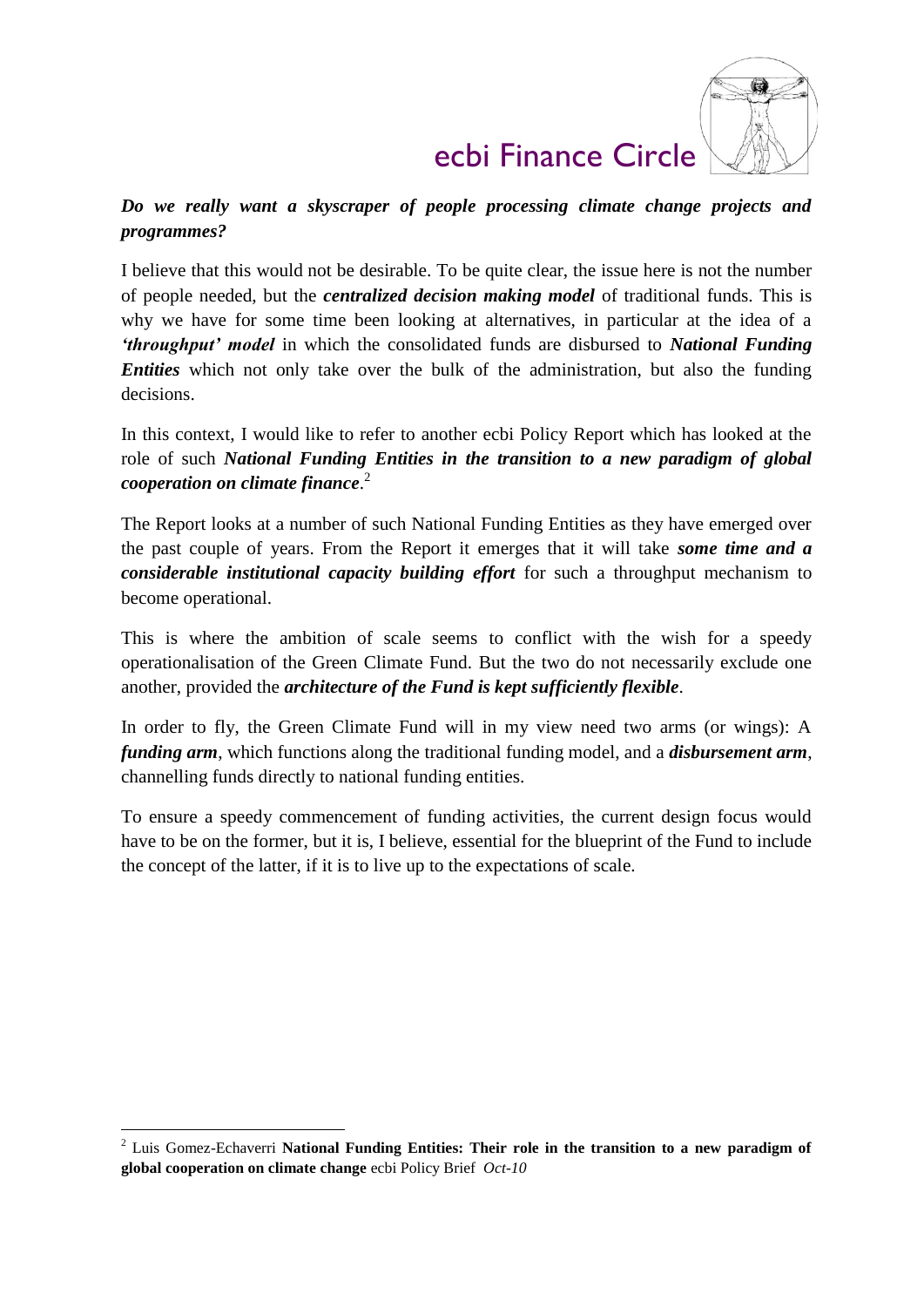***Do we really want a skyscraper of people processing climate change projects and programmes?***

I believe that this would not be desirable. To be quite clear, the issue here is not the number of people needed, but the ***centralized decision making model*** of traditional funds. This is why we have for some time been looking at alternatives, in particular at the idea of a ***'throughput' model*** in which the consolidated funds are disbursed to ***National Funding Entities*** which not only take over the bulk of the administration, but also the funding decisions.

In this context, I would like to refer to another ecbi Policy Report which has looked at the role of such ***National Funding Entities in the transition to a new paradigm of global cooperation on climate finance***.[2]

The Report looks at a number of such National Funding Entities as they have emerged over the past couple of years. From the Report it emerges that it will take ***some time and a considerable institutional capacity building effort*** for such a throughput mechanism to become operational.

This is where the ambition of scale seems to conflict with the wish for a speedy operationalisation of the Green Climate Fund. But the two do not necessarily exclude one another, provided the ***architecture of the Fund is kept sufficiently flexible***.

In order to fly, the Green Climate Fund will in my view need two arms (or wings): A ***funding arm***, which functions along the traditional funding model, and a ***disbursement arm***, channelling funds directly to national funding entities.

To ensure a speedy commencement of funding activities, the current design focus would have to be on the former, but it is, I believe, essential for the blueprint of the Fund to include the concept of the latter, if it is to live up to the expectations of scale.

---

[2] Luis Gomez-Echaverri **National Funding Entities: Their role in the transition to a new paradigm of global cooperation on climate change** ecbi Policy Brief *Oct-10*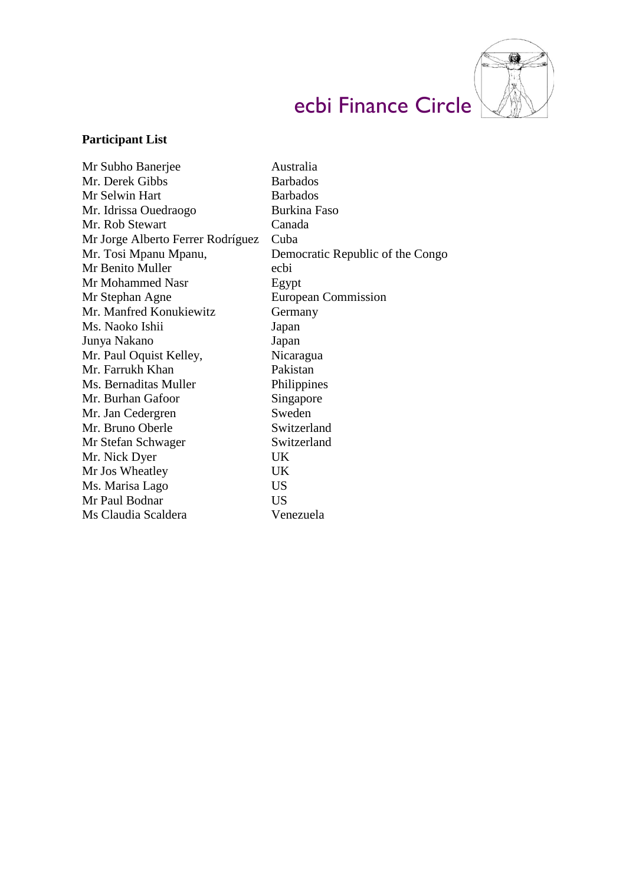ecbi Finance Circle

**Participant List**

| | |
|---|---|
| Mr Subho Banerjee | Australia |
| Mr. Derek Gibbs | Barbados |
| Mr Selwin Hart | Barbados |
| Mr. Idrissa Ouedraogo | Burkina Faso |
| Mr. Rob Stewart | Canada |
| Mr Jorge Alberto Ferrer Rodríguez | Cuba |
| Mr. Tosi Mpanu Mpanu, | Democratic Republic of the Congo |
| Mr Benito Muller | ecbi |
| Mr Mohammed Nasr | Egypt |
| Mr Stephan Agne | European Commission |
| Mr. Manfred Konukiewitz | Germany |
| Ms. Naoko Ishii | Japan |
| Junya Nakano | Japan |
| Mr. Paul Oquist Kelley, | Nicaragua |
| Mr. Farrukh Khan | Pakistan |
| Ms. Bernaditas Muller | Philippines |
| Mr. Burhan Gafoor | Singapore |
| Mr. Jan Cedergren | Sweden |
| Mr. Bruno Oberle | Switzerland |
| Mr Stefan Schwager | Switzerland |
| Mr. Nick Dyer | UK |
| Mr Jos Wheatley | UK |
| Ms. Marisa Lago | US |
| Mr Paul Bodnar | US |
| Ms Claudia Scaldera | Venezuela |